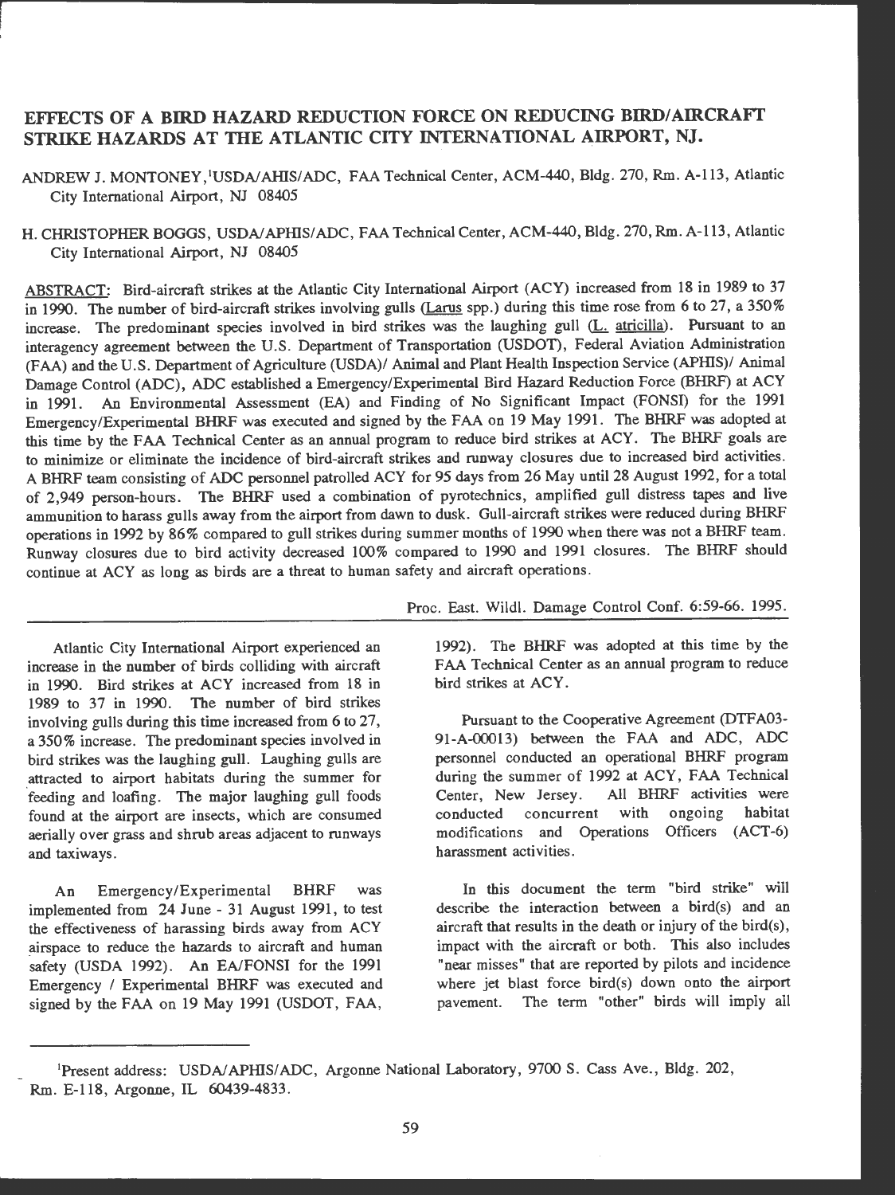# EFFECTS OF A BIRD HAZARD REDUCTION FORCE ON REDUCING BIRD/AIRCRAFT STRIKE HAZARDS AT THE ATLANTIC CITY INTERNATIONAL AIRPORT, NJ.

ANDREW J. MONTONEY,[1]USDA/AHIS/ADC, FAA Technical Center, ACM-440, Bldg. 270, Rm. A-113, Atlantic City International Airport, NJ 08405

H. CHRISTOPHER BOGGS, USDA/APHIS/ADC, FAA Technical Center, ACM-440, Bldg. 270, Rm. A-113, Atlantic City International Airport, NJ 08405

ABSTRACT: Bird-aircraft strikes at the Atlantic City International Airport (ACY) increased from 18 in 1989 to 37 in 1990. The number of bird-aircraft strikes involving gulls (Larus spp.) during this time rose from 6 to 27, a 350% increase. The predominant species involved in bird strikes was the laughing gull (L. atricilla). Pursuant to an interagency agreement between the U.S. Department of Transportation (USDOT), Federal Aviation Administration (FAA) and the U.S. Department of Agriculture (USDA)/ Animal and Plant Health Inspection Service (APHIS)/ Animal Damage Control (ADC), ADC established a Emergency/Experimental Bird Hazard Reduction Force (BHRF) at ACY in 1991. An Environmental Assessment (EA) and Finding of No Significant Impact (FONSI) for the 1991 Emergency/Experimental BHRF was executed and signed by the FAA on 19 May 1991. The BHRF was adopted at this time by the FAA Technical Center as an annual program to reduce bird strikes at ACY. The BHRF goals are to minimize or eliminate the incidence of bird-aircraft strikes and runway closures due to increased bird activities. A BHRF team consisting of ADC personnel patrolled ACY for 95 days from 26 May until 28 August 1992, for a total of 2,949 person-hours. The BHRF used a combination of pyrotechnics, amplified gull distress tapes and live ammunition to harass gulls away from the airport from dawn to dusk. Gull-aircraft strikes were reduced during BHRF operations in 1992 by 86% compared to gull strikes during summer months of 1990 when there was not a BHRF team. Runway closures due to bird activity decreased 100% compared to 1990 and 1991 closures. The BHRF should continue at ACY as long as birds are a threat to human safety and aircraft operations.

Proc. East. Wildl. Damage Control Conf. 6:59-66. 1995.

Atlantic City International Airport experienced an increase in the number of birds colliding with aircraft in 1990. Bird strikes at ACY increased from 18 in 1989 to 37 in 1990. The number of bird strikes involving gulls during this time increased from 6 to 27, a 350% increase. The predominant species involved in bird strikes was the laughing gull. Laughing gulls are attracted to airport habitats during the summer for feeding and loafing. The major laughing gull foods found at the airport are insects, which are consumed aerially over grass and shrub areas adjacent to runways and taxiways.

An Emergency/Experimental BHRF was implemented from 24 June - 31 August 1991, to test the effectiveness of harassing birds away from ACY airspace to reduce the hazards to aircraft and human safety (USDA 1992). An EA/FONSI for the 1991 Emergency / Experimental BHRF was executed and signed by the FAA on 19 May 1991 (USDOT, FAA, 1992). The BHRF was adopted at this time by the FAA Technical Center as an annual program to reduce bird strikes at ACY.

Pursuant to the Cooperative Agreement (DTFA03-91-A-00013) between the FAA and ADC, ADC personnel conducted an operational BHRF program during the summer of 1992 at ACY, FAA Technical Center, New Jersey. All BHRF activities were conducted concurrent with ongoing habitat modifications and Operations Officers (ACT-6) harassment activities.

In this document the term "bird strike" will describe the interaction between a bird(s) and an aircraft that results in the death or injury of the bird(s), impact with the aircraft or both. This also includes "near misses" that are reported by pilots and incidence where jet blast force bird(s) down onto the airport pavement. The term "other" birds will imply all

[1]Present address: USDA/APHIS/ADC, Argonne National Laboratory, 9700 S. Cass Ave., Bldg. 202, Rm. E-118, Argonne, IL 60439-4833.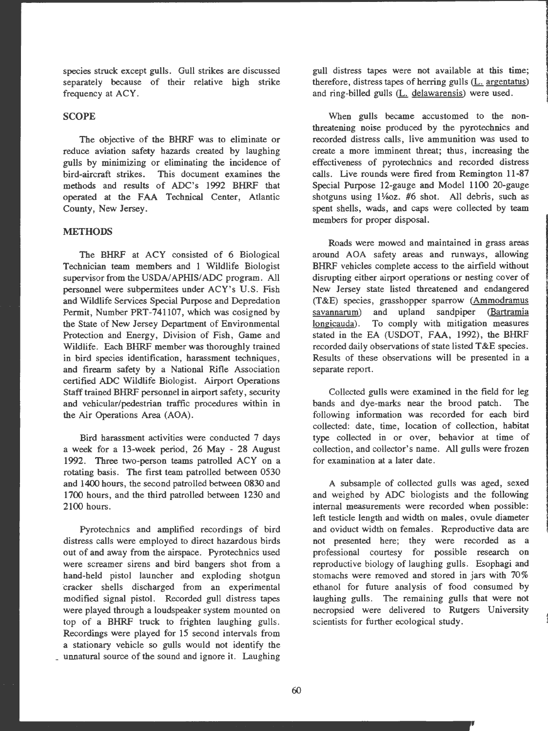species struck except gulls. Gull strikes are discussed separately because of their relative high strike frequency at ACY.

## SCOPE

The objective of the BHRF was to eliminate or reduce aviation safety hazards created by laughing gulls by minimizing or eliminating the incidence of bird-aircraft strikes. This document examines the methods and results of ADC's 1992 BHRF that operated at the FAA Technical Center, Atlantic County, New Jersey.

## METHODS

The BHRF at ACY consisted of 6 Biological Technician team members and 1 Wildlife Biologist supervisor from the USDA/APHIS/ADC program. All personnel were subpermitees under ACY's U.S. Fish and Wildlife Services Special Purpose and Depredation Permit, Number PRT-741107, which was cosigned by the State of New Jersey Department of Environmental Protection and Energy, Division of Fish, Game and Wildlife. Each BHRF member was thoroughly trained in bird species identification, harassment techniques, and firearm safety by a National Rifle Association certified ADC Wildlife Biologist. Airport Operations Staff trained BHRF personnel in airport safety, security and vehicular/pedestrian traffic procedures within in the Air Operations Area (AOA).

Bird harassment activities were conducted 7 days a week for a 13-week period, 26 May - 28 August 1992. Three two-person teams patrolled ACY on a rotating basis. The first team patrolled between 0530 and 1400 hours, the second patrolled between 0830 and 1700 hours, and the third patrolled between 1230 and 2100 hours.

Pyrotechnics and amplified recordings of bird distress calls were employed to direct hazardous birds out of and away from the airspace. Pyrotechnics used were screamer sirens and bird bangers shot from a hand-held pistol launcher and exploding shotgun cracker shells discharged from an experimental modified signal pistol. Recorded gull distress tapes were played through a loudspeaker system mounted on top of a BHRF truck to frighten laughing gulls. Recordings were played for 15 second intervals from a stationary vehicle so gulls would not identify the unnatural source of the sound and ignore it. Laughing gull distress tapes were not available at this time; therefore, distress tapes of herring gulls (L. argentatus) and ring-billed gulls (L. delawarensis) were used.

When gulls became accustomed to the non-threatening noise produced by the pyrotechnics and recorded distress calls, live ammunition was used to create a more imminent threat; thus, increasing the effectiveness of pyrotechnics and recorded distress calls. Live rounds were fired from Remington 11-87 Special Purpose 12-gauge and Model 1100 20-gauge shotguns using 1⅛oz. #6 shot. All debris, such as spent shells, wads, and caps were collected by team members for proper disposal.

Roads were mowed and maintained in grass areas around AOA safety areas and runways, allowing BHRF vehicles complete access to the airfield without disrupting either airport operations or nesting cover of New Jersey state listed threatened and endangered (T&E) species, grasshopper sparrow (Ammodramus savannarum) and upland sandpiper (Bartramia longicauda). To comply with mitigation measures stated in the EA (USDOT, FAA, 1992), the BHRF recorded daily observations of state listed T&E species. Results of these observations will be presented in a separate report.

Collected gulls were examined in the field for leg bands and dye-marks near the brood patch. The following information was recorded for each bird collected: date, time, location of collection, habitat type collected in or over, behavior at time of collection, and collector's name. All gulls were frozen for examination at a later date.

A subsample of collected gulls was aged, sexed and weighed by ADC biologists and the following internal measurements were recorded when possible: left testicle length and width on males, ovule diameter and oviduct width on females. Reproductive data are not presented here; they were recorded as a professional courtesy for possible research on reproductive biology of laughing gulls. Esophagi and stomachs were removed and stored in jars with 70% ethanol for future analysis of food consumed by laughing gulls. The remaining gulls that were not necropsied were delivered to Rutgers University scientists for further ecological study.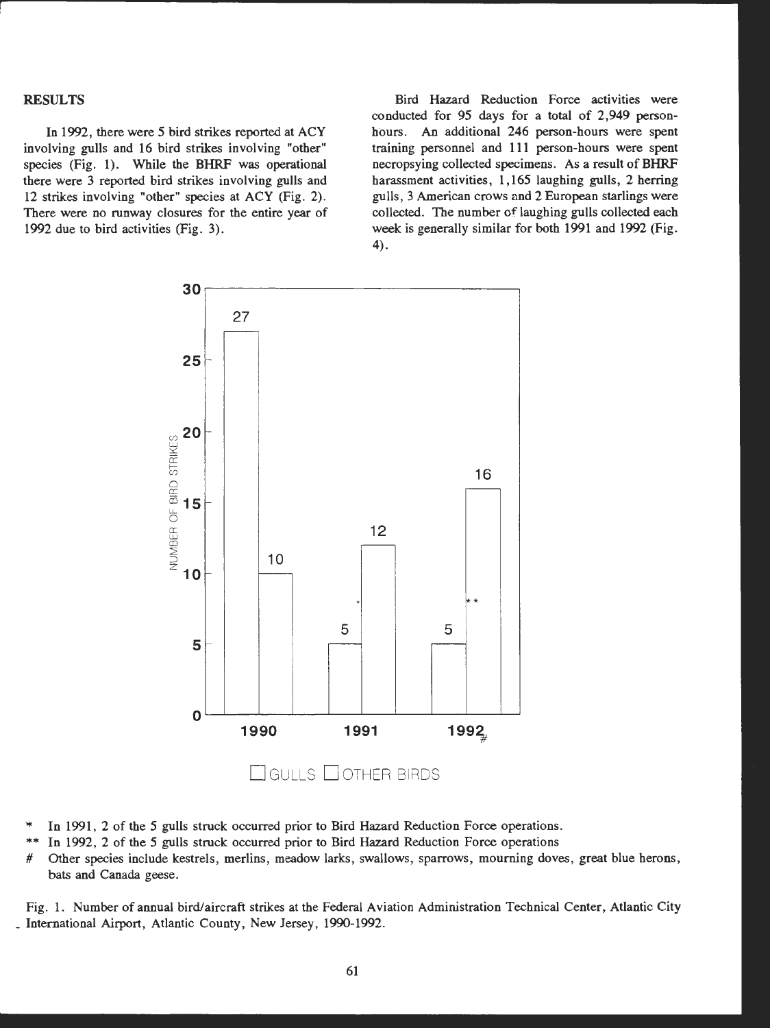## RESULTS

In 1992, there were 5 bird strikes reported at ACY involving gulls and 16 bird strikes involving "other" species (Fig. 1). While the BHRF was operational there were 3 reported bird strikes involving gulls and 12 strikes involving "other" species at ACY (Fig. 2). There were no runway closures for the entire year of 1992 due to bird activities (Fig. 3).

Bird Hazard Reduction Force activities were conducted for 95 days for a total of 2,949 person-hours. An additional 246 person-hours were spent training personnel and 111 person-hours were spent necropsying collected specimens. As a result of BHRF harassment activities, 1,165 laughing gulls, 2 herring gulls, 3 American crows and 2 European starlings were collected. The number of laughing gulls collected each week is generally similar for both 1991 and 1992 (Fig. 4).

| Year | Gulls | Other Birds |
|---|---|---|
| 1990 | 27 | 10 |
| 1991 | 5* | 12 |
| 1992# | 5** | 16 |

\* In 1991, 2 of the 5 gulls struck occurred prior to Bird Hazard Reduction Force operations.

\*\* In 1992, 2 of the 5 gulls struck occurred prior to Bird Hazard Reduction Force operations

\# Other species include kestrels, merlins, meadow larks, swallows, sparrows, mourning doves, great blue herons, bats and Canada geese.

Fig. 1. Number of annual bird/aircraft strikes at the Federal Aviation Administration Technical Center, Atlantic City International Airport, Atlantic County, New Jersey, 1990-1992.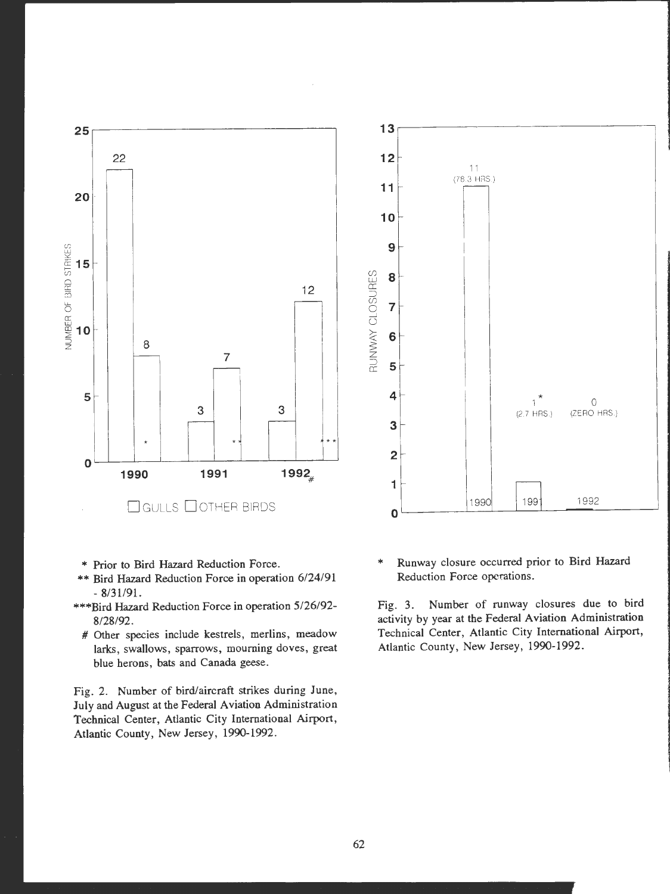* Prior to Bird Hazard Reduction Force.

** Bird Hazard Reduction Force in operation 6/24/91 - 8/31/91.

***Bird Hazard Reduction Force in operation 5/26/92-8/28/92.

# Other species include kestrels, merlins, meadow larks, swallows, sparrows, mourning doves, great blue herons, bats and Canada geese.

Fig. 2. Number of bird/aircraft strikes during June, July and August at the Federal Aviation Administration Technical Center, Atlantic City International Airport, Atlantic County, New Jersey, 1990-1992.

* Runway closure occurred prior to Bird Hazard Reduction Force operations.

Fig. 3. Number of runway closures due to bird activity by year at the Federal Aviation Administration Technical Center, Atlantic City International Airport, Atlantic County, New Jersey, 1990-1992.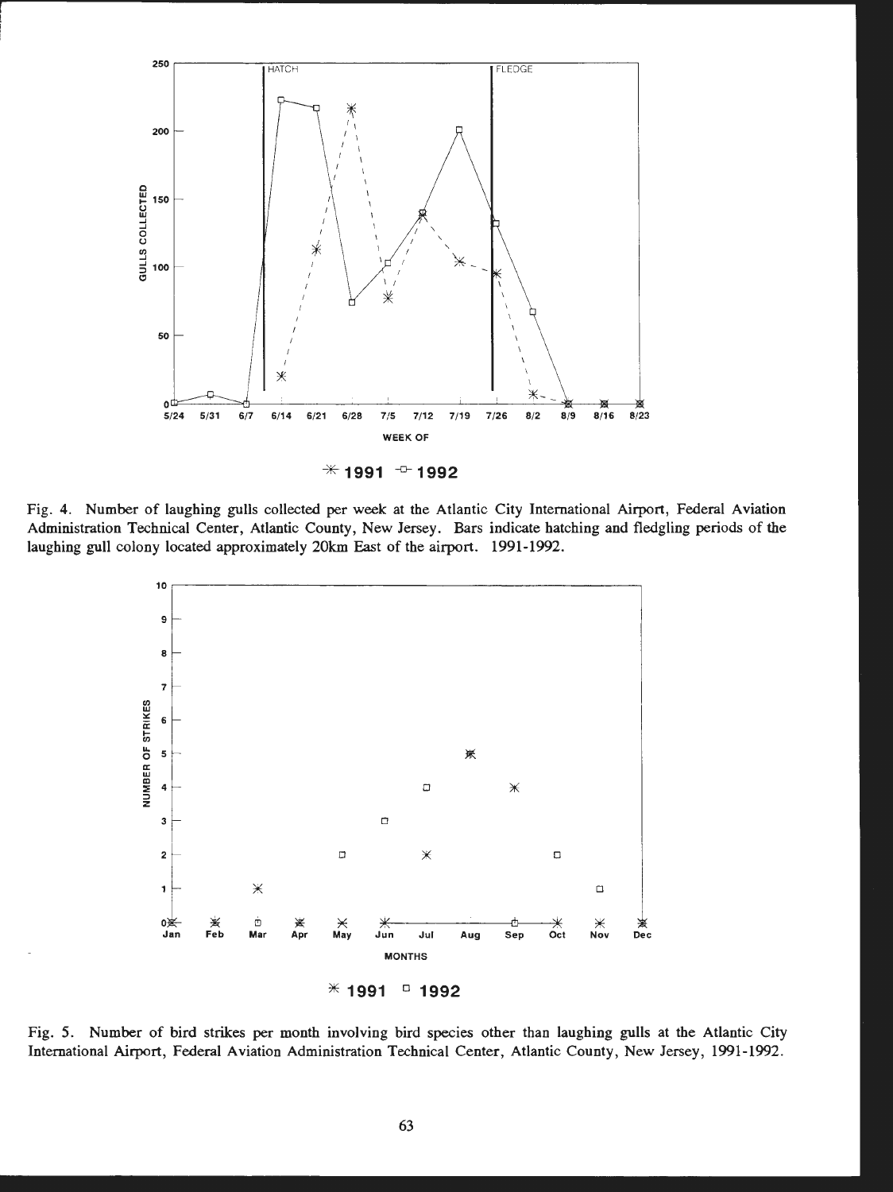Fig. 4. Number of laughing gulls collected per week at the Atlantic City International Airport, Federal Aviation Administration Technical Center, Atlantic County, New Jersey. Bars indicate hatching and fledgling periods of the laughing gull colony located approximately 20km East of the airport. 1991-1992.

Fig. 5. Number of bird strikes per month involving bird species other than laughing gulls at the Atlantic City International Airport, Federal Aviation Administration Technical Center, Atlantic County, New Jersey, 1991-1992.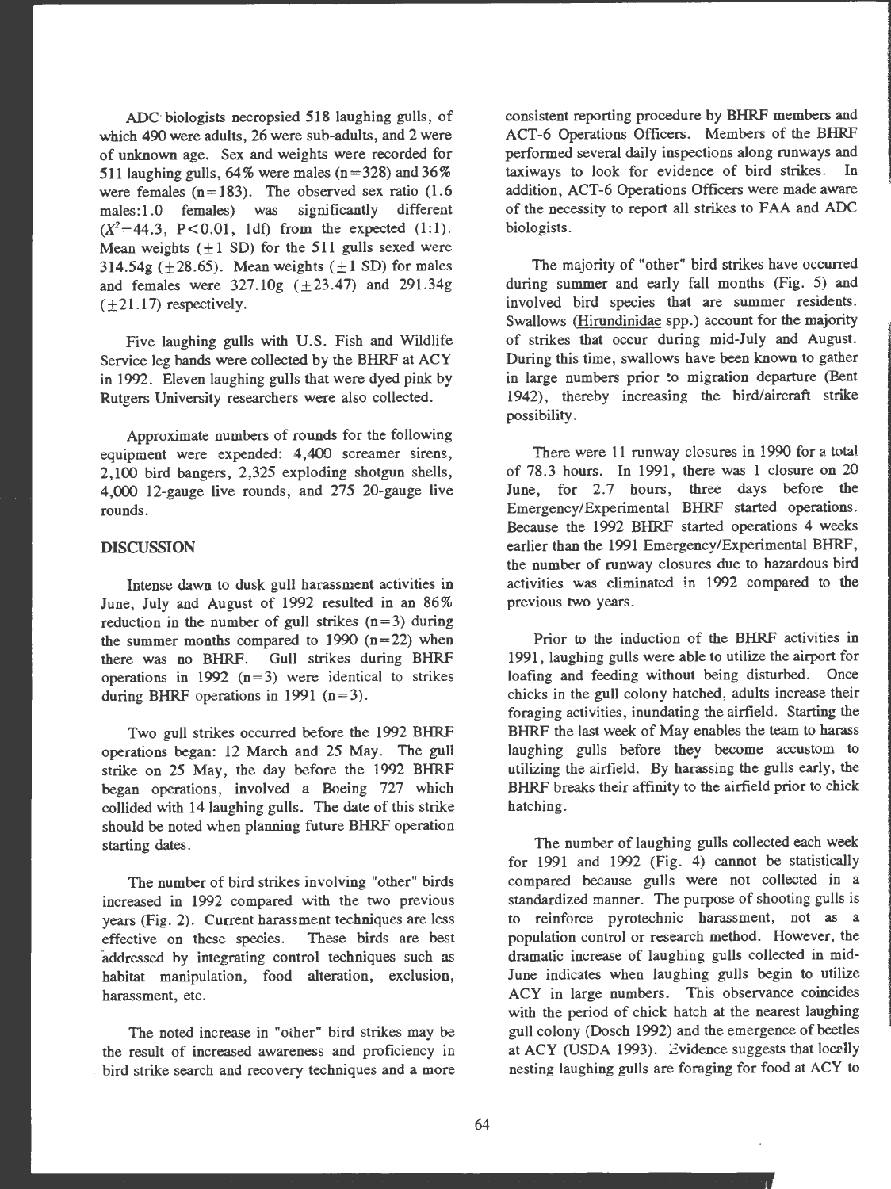ADC biologists necropsied 518 laughing gulls, of which 490 were adults, 26 were sub-adults, and 2 were of unknown age. Sex and weights were recorded for 511 laughing gulls, 64% were males (n=328) and 36% were females (n=183). The observed sex ratio (1.6 males:1.0 females) was significantly different ($X^2$=44.3, P<0.01, 1df) from the expected (1:1). Mean weights (±1 SD) for the 511 gulls sexed were 314.54g (±28.65). Mean weights (±1 SD) for males and females were 327.10g (±23.47) and 291.34g (±21.17) respectively.

Five laughing gulls with U.S. Fish and Wildlife Service leg bands were collected by the BHRF at ACY in 1992. Eleven laughing gulls that were dyed pink by Rutgers University researchers were also collected.

Approximate numbers of rounds for the following equipment were expended: 4,400 screamer sirens, 2,100 bird bangers, 2,325 exploding shotgun shells, 4,000 12-gauge live rounds, and 275 20-gauge live rounds.

## DISCUSSION

Intense dawn to dusk gull harassment activities in June, July and August of 1992 resulted in an 86% reduction in the number of gull strikes (n=3) during the summer months compared to 1990 (n=22) when there was no BHRF. Gull strikes during BHRF operations in 1992 (n=3) were identical to strikes during BHRF operations in 1991 (n=3).

Two gull strikes occurred before the 1992 BHRF operations began: 12 March and 25 May. The gull strike on 25 May, the day before the 1992 BHRF began operations, involved a Boeing 727 which collided with 14 laughing gulls. The date of this strike should be noted when planning future BHRF operation starting dates.

The number of bird strikes involving "other" birds increased in 1992 compared with the two previous years (Fig. 2). Current harassment techniques are less effective on these species. These birds are best addressed by integrating control techniques such as habitat manipulation, food alteration, exclusion, harassment, etc.

The noted increase in "other" bird strikes may be the result of increased awareness and proficiency in bird strike search and recovery techniques and a more consistent reporting procedure by BHRF members and ACT-6 Operations Officers. Members of the BHRF performed several daily inspections along runways and taxiways to look for evidence of bird strikes. In addition, ACT-6 Operations Officers were made aware of the necessity to report all strikes to FAA and ADC biologists.

The majority of "other" bird strikes have occurred during summer and early fall months (Fig. 5) and involved bird species that are summer residents. Swallows (Hirundinidae spp.) account for the majority of strikes that occur during mid-July and August. During this time, swallows have been known to gather in large numbers prior to migration departure (Bent 1942), thereby increasing the bird/aircraft strike possibility.

There were 11 runway closures in 1990 for a total of 78.3 hours. In 1991, there was 1 closure on 20 June, for 2.7 hours, three days before the Emergency/Experimental BHRF started operations. Because the 1992 BHRF started operations 4 weeks earlier than the 1991 Emergency/Experimental BHRF, the number of runway closures due to hazardous bird activities was eliminated in 1992 compared to the previous two years.

Prior to the induction of the BHRF activities in 1991, laughing gulls were able to utilize the airport for loafing and feeding without being disturbed. Once chicks in the gull colony hatched, adults increase their foraging activities, inundating the airfield. Starting the BHRF the last week of May enables the team to harass laughing gulls before they become accustom to utilizing the airfield. By harassing the gulls early, the BHRF breaks their affinity to the airfield prior to chick hatching.

The number of laughing gulls collected each week for 1991 and 1992 (Fig. 4) cannot be statistically compared because gulls were not collected in a standardized manner. The purpose of shooting gulls is to reinforce pyrotechnic harassment, not as a population control or research method. However, the dramatic increase of laughing gulls collected in mid-June indicates when laughing gulls begin to utilize ACY in large numbers. This observance coincides with the period of chick hatch at the nearest laughing gull colony (Dosch 1992) and the emergence of beetles at ACY (USDA 1993). Evidence suggests that locally nesting laughing gulls are foraging for food at ACY to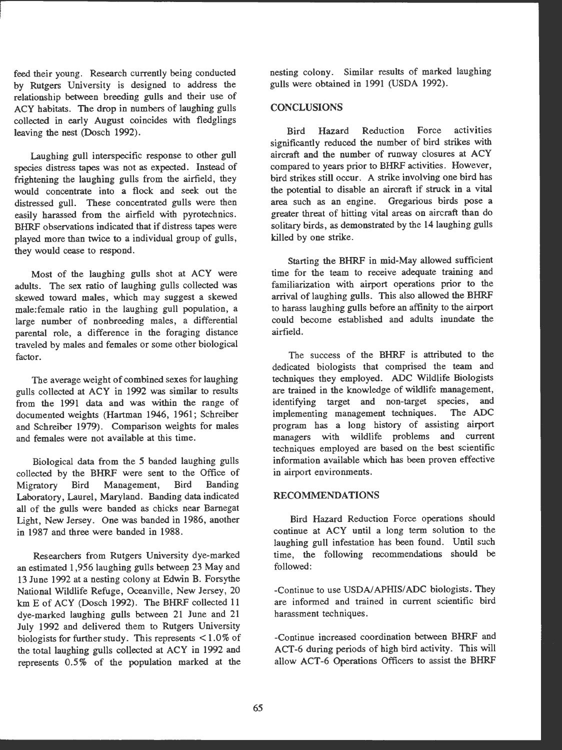feed their young. Research currently being conducted by Rutgers University is designed to address the relationship between breeding gulls and their use of ACY habitats. The drop in numbers of laughing gulls collected in early August coincides with fledglings leaving the nest (Dosch 1992).

Laughing gull interspecific response to other gull species distress tapes was not as expected. Instead of frightening the laughing gulls from the airfield, they would concentrate into a flock and seek out the distressed gull. These concentrated gulls were then easily harassed from the airfield with pyrotechnics. BHRF observations indicated that if distress tapes were played more than twice to a individual group of gulls, they would cease to respond.

Most of the laughing gulls shot at ACY were adults. The sex ratio of laughing gulls collected was skewed toward males, which may suggest a skewed male:female ratio in the laughing gull population, a large number of nonbreeding males, a differential parental role, a difference in the foraging distance traveled by males and females or some other biological factor.

The average weight of combined sexes for laughing gulls collected at ACY in 1992 was similar to results from the 1991 data and was within the range of documented weights (Hartman 1946, 1961; Schreiber and Schreiber 1979). Comparison weights for males and females were not available at this time.

Biological data from the 5 banded laughing gulls collected by the BHRF were sent to the Office of Migratory Bird Management, Bird Banding Laboratory, Laurel, Maryland. Banding data indicated all of the gulls were banded as chicks near Barnegat Light, New Jersey. One was banded in 1986, another in 1987 and three were banded in 1988.

Researchers from Rutgers University dye-marked an estimated 1,956 laughing gulls between 23 May and 13 June 1992 at a nesting colony at Edwin B. Forsythe National Wildlife Refuge, Oceanville, New Jersey, 20 km E of ACY (Dosch 1992). The BHRF collected 11 dye-marked laughing gulls between 21 June and 21 July 1992 and delivered them to Rutgers University biologists for further study. This represents <1.0% of the total laughing gulls collected at ACY in 1992 and represents 0.5% of the population marked at the nesting colony. Similar results of marked laughing gulls were obtained in 1991 (USDA 1992).

## CONCLUSIONS

Bird Hazard Reduction Force activities significantly reduced the number of bird strikes with aircraft and the number of runway closures at ACY compared to years prior to BHRF activities. However, bird strikes still occur. A strike involving one bird has the potential to disable an aircraft if struck in a vital area such as an engine. Gregarious birds pose a greater threat of hitting vital areas on aircraft than do solitary birds, as demonstrated by the 14 laughing gulls killed by one strike.

Starting the BHRF in mid-May allowed sufficient time for the team to receive adequate training and familiarization with airport operations prior to the arrival of laughing gulls. This also allowed the BHRF to harass laughing gulls before an affinity to the airport could become established and adults inundate the airfield.

The success of the BHRF is attributed to the dedicated biologists that comprised the team and techniques they employed. ADC Wildlife Biologists are trained in the knowledge of wildlife management, identifying target and non-target species, and implementing management techniques. The ADC program has a long history of assisting airport managers with wildlife problems and current techniques employed are based on the best scientific information available which has been proven effective in airport environments.

## RECOMMENDATIONS

Bird Hazard Reduction Force operations should continue at ACY until a long term solution to the laughing gull infestation has been found. Until such time, the following recommendations should be followed:

-Continue to use USDA/APHIS/ADC biologists. They are informed and trained in current scientific bird harassment techniques.

-Continue increased coordination between BHRF and ACT-6 during periods of high bird activity. This will allow ACT-6 Operations Officers to assist the BHRF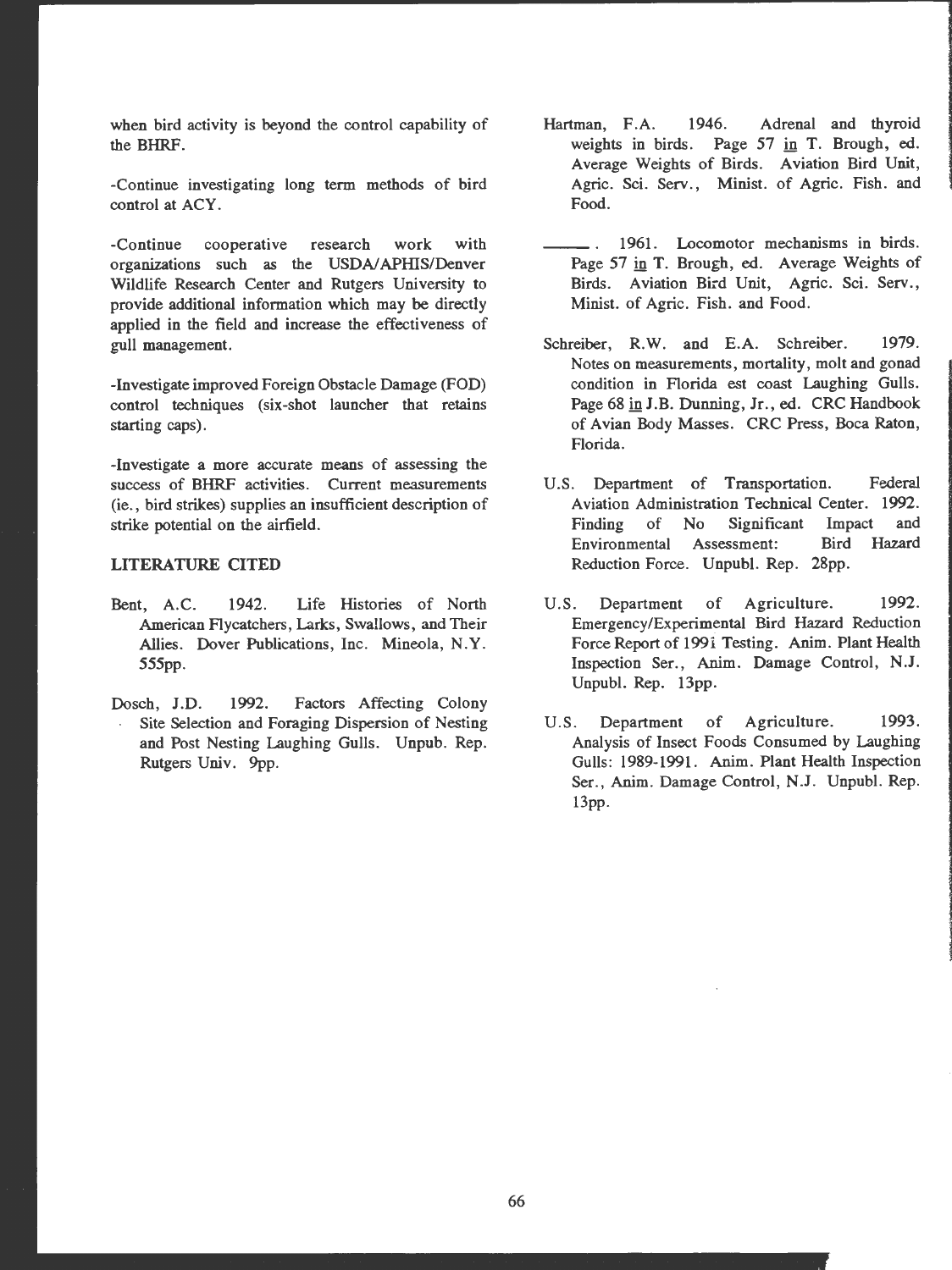when bird activity is beyond the control capability of the BHRF.

-Continue investigating long term methods of bird control at ACY.

-Continue cooperative research work with organizations such as the USDA/APHIS/Denver Wildlife Research Center and Rutgers University to provide additional information which may be directly applied in the field and increase the effectiveness of gull management.

-Investigate improved Foreign Obstacle Damage (FOD) control techniques (six-shot launcher that retains starting caps).

-Investigate a more accurate means of assessing the success of BHRF activities. Current measurements (ie., bird strikes) supplies an insufficient description of strike potential on the airfield.

## LITERATURE CITED

Bent, A.C. 1942. Life Histories of North American Flycatchers, Larks, Swallows, and Their Allies. Dover Publications, Inc. Mineola, N.Y. 555pp.

Dosch, J.D. 1992. Factors Affecting Colony Site Selection and Foraging Dispersion of Nesting and Post Nesting Laughing Gulls. Unpub. Rep. Rutgers Univ. 9pp.

Hartman, F.A. 1946. Adrenal and thyroid weights in birds. Page 57 in T. Brough, ed. Average Weights of Birds. Aviation Bird Unit, Agric. Sci. Serv., Minist. of Agric. Fish. and Food.

\_\_\_\_\_. 1961. Locomotor mechanisms in birds. Page 57 in T. Brough, ed. Average Weights of Birds. Aviation Bird Unit, Agric. Sci. Serv., Minist. of Agric. Fish. and Food.

Schreiber, R.W. and E.A. Schreiber. 1979. Notes on measurements, mortality, molt and gonad condition in Florida est coast Laughing Gulls. Page 68 in J.B. Dunning, Jr., ed. CRC Handbook of Avian Body Masses. CRC Press, Boca Raton, Florida.

U.S. Department of Transportation. Federal Aviation Administration Technical Center. 1992. Finding of No Significant Impact and Environmental Assessment: Bird Hazard Reduction Force. Unpubl. Rep. 28pp.

U.S. Department of Agriculture. 1992. Emergency/Experimental Bird Hazard Reduction Force Report of 1991 Testing. Anim. Plant Health Inspection Ser., Anim. Damage Control, N.J. Unpubl. Rep. 13pp.

U.S. Department of Agriculture. 1993. Analysis of Insect Foods Consumed by Laughing Gulls: 1989-1991. Anim. Plant Health Inspection Ser., Anim. Damage Control, N.J. Unpubl. Rep. 13pp.